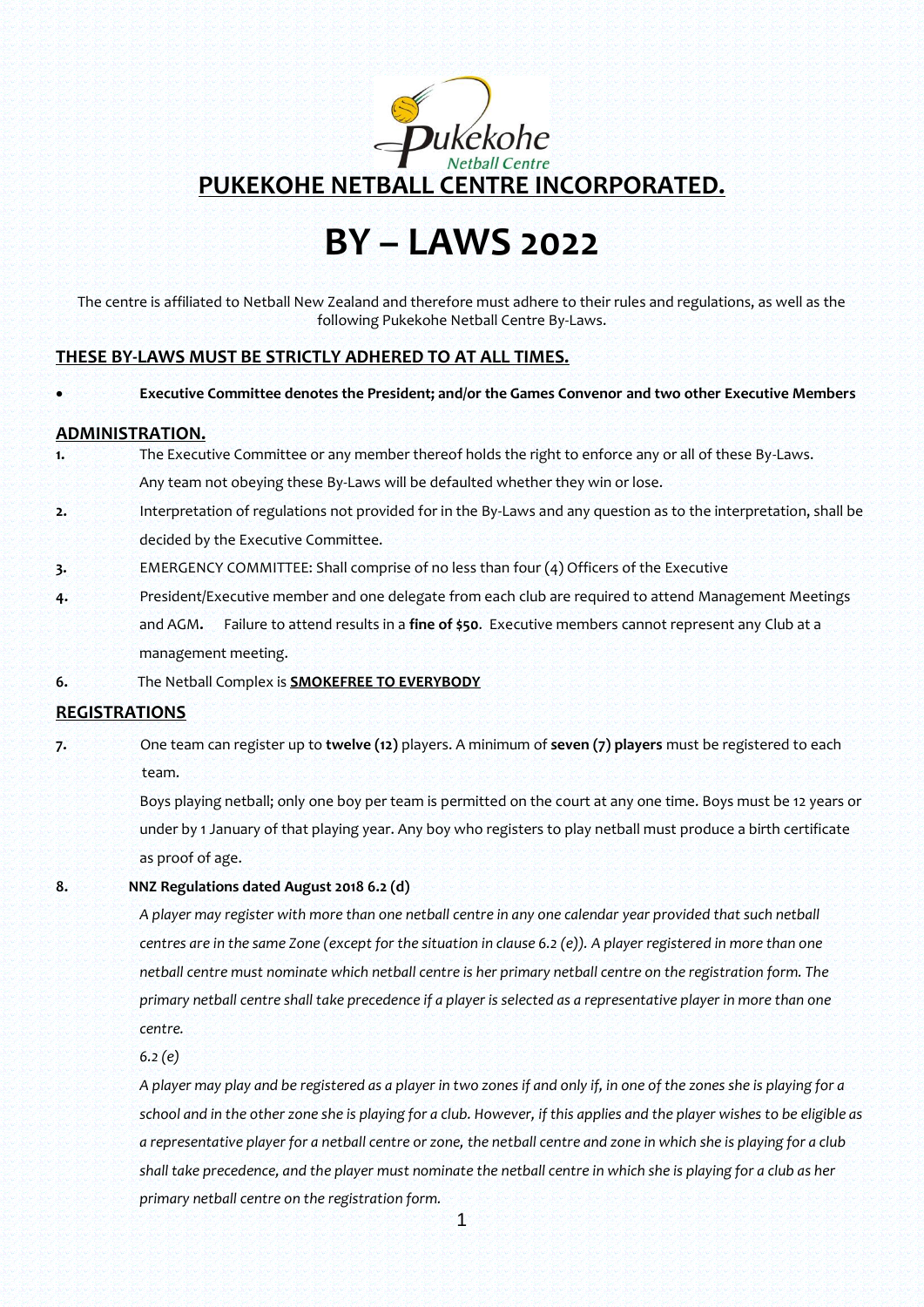# PUKEKOHE NETBALL CENTRE INCORPORATED.

# BY – LAWS 2022

The centre is affiliated to Netball New Zealand and therefore must adhere to their rules and regulations, as well as the following Pukekohe Netball Centre By-Laws.

## THESE BY-LAWS MUST BE STRICTLY ADHERED TO AT ALL TIMES.

- **Executive Committee denotes the President; and/or the Games Convenor and two other Executive Members**

## ADMINISTRATION.

**1.** The Executive Committee or any member thereof holds the right to enforce any or all of these By-Laws. Any team not obeying these By-Laws will be defaulted whether they win or lose.

**2.** Interpretation of regulations not provided for in the By-Laws and any question as to the interpretation, shall be decided by the Executive Committee.

**3.** EMERGENCY COMMITTEE: Shall comprise of no less than four (4) Officers of the Executive

**4.** President/Executive member and one delegate from each club are required to attend Management Meetings and AGM**.** Failure to attend results in a **fine of $50**. Executive members cannot represent any Club at a management meeting.

**6.** The Netball Complex is **SMOKEFREE TO EVERYBODY**

## REGISTRATIONS

**7.** One team can register up to **twelve (12)** players. A minimum of **seven (7) players** must be registered to each team.

Boys playing netball; only one boy per team is permitted on the court at any one time. Boys must be 12 years or under by 1 January of that playing year. Any boy who registers to play netball must produce a birth certificate as proof of age.

**8. NNZ Regulations dated August 2018 6.2 (d)**

*A player may register with more than one netball centre in any one calendar year provided that such netball centres are in the same Zone (except for the situation in clause 6.2 (e)). A player registered in more than one netball centre must nominate which netball centre is her primary netball centre on the registration form. The primary netball centre shall take precedence if a player is selected as a representative player in more than one centre.*

6.2 *(e)*

*A player may play and be registered as a player in two zones if and only if, in one of the zones she is playing for a school and in the other zone she is playing for a club. However, if this applies and the player wishes to be eligible as a representative player for a netball centre or zone, the netball centre and zone in which she is playing for a club shall take precedence, and the player must nominate the netball centre in which she is playing for a club as her primary netball centre on the registration form.*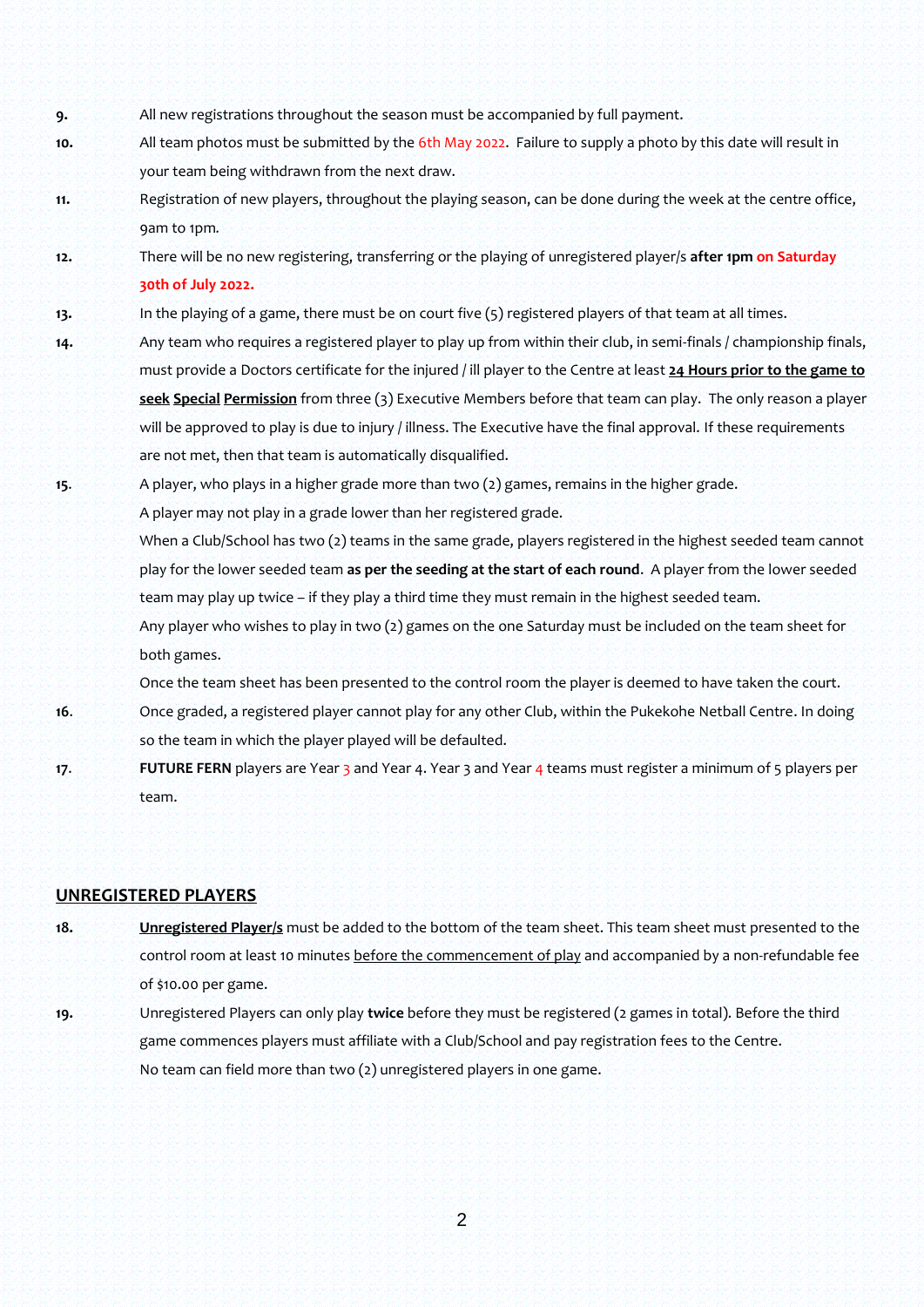9. All new registrations throughout the season must be accompanied by full payment.

10. All team photos must be submitted by the 6th May 2022. Failure to supply a photo by this date will result in your team being withdrawn from the next draw.

11. Registration of new players, throughout the playing season, can be done during the week at the centre office, 9am to 1pm.

12. There will be no new registering, transferring or the playing of unregistered player/s **after 1pm on Saturday 30th of July 2022.**

13. In the playing of a game, there must be on court five (5) registered players of that team at all times.

14. Any team who requires a registered player to play up from within their club, in semi-finals / championship finals, must provide a Doctors certificate for the injured / ill player to the Centre at least **<u>24 Hours prior to the game to seek</u> <u>Special</u> <u>Permission</u>** from three (3) Executive Members before that team can play. The only reason a player will be approved to play is due to injury / illness. The Executive have the final approval. If these requirements are not met, then that team is automatically disqualified.

15. A player, who plays in a higher grade more than two (2) games, remains in the higher grade.
    A player may not play in a grade lower than her registered grade.
    When a Club/School has two (2) teams in the same grade, players registered in the highest seeded team cannot play for the lower seeded team **as per the seeding at the start of each round**. A player from the lower seeded team may play up twice – if they play a third time they must remain in the highest seeded team.
    Any player who wishes to play in two (2) games on the one Saturday must be included on the team sheet for both games.
    Once the team sheet has been presented to the control room the player is deemed to have taken the court.

16. Once graded, a registered player cannot play for any other Club, within the Pukekohe Netball Centre. In doing so the team in which the player played will be defaulted.

17. **FUTURE FERN** players are Year 3 and Year 4. Year 3 and Year 4 teams must register a minimum of 5 players per team.

## <u>UNREGISTERED PLAYERS</u>

18. **<u>Unregistered Player/s</u>** must be added to the bottom of the team sheet. This team sheet must presented to the control room at least 10 minutes <u>before the commencement of play</u> and accompanied by a non-refundable fee of $10.00 per game.

19. Unregistered Players can only play **twice** before they must be registered (2 games in total). Before the third game commences players must affiliate with a Club/School and pay registration fees to the Centre.
    No team can field more than two (2) unregistered players in one game.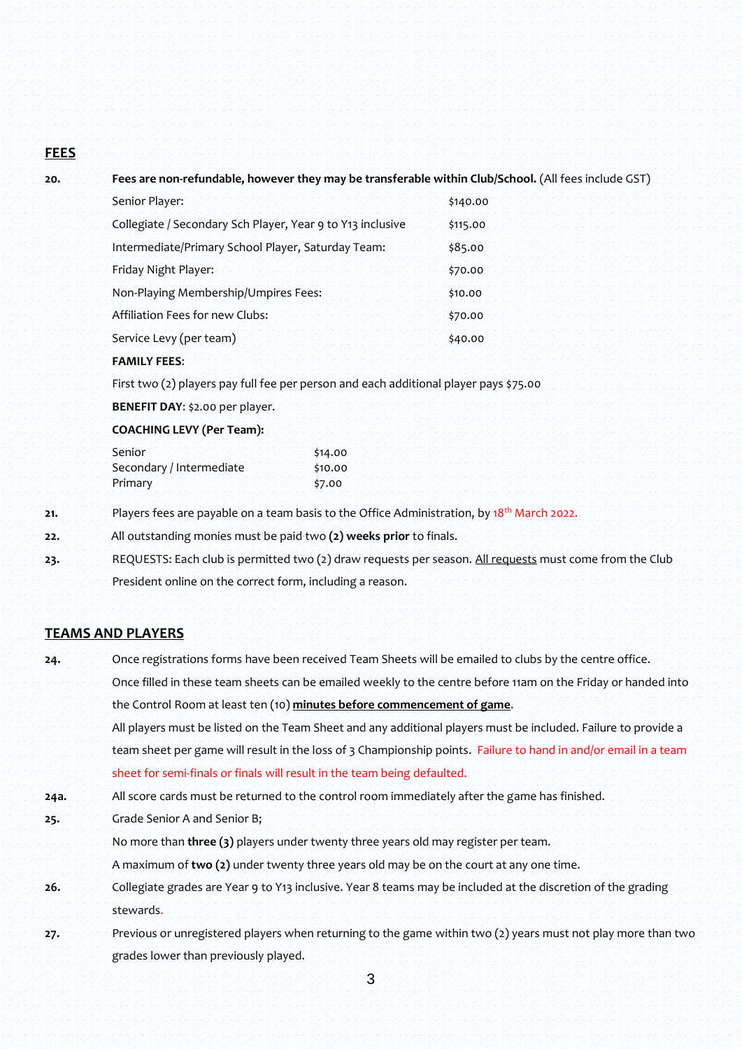## FEES

**20.** **Fees are non-refundable, however they may be transferable within Club/School.** (All fees include GST)

| | |
|---|---|
| Senior Player: | $140.00 |
| Collegiate / Secondary Sch Player, Year 9 to Y13 inclusive | $115.00 |
| Intermediate/Primary School Player, Saturday Team: | $85.00 |
| Friday Night Player: | $70.00 |
| Non-Playing Membership/Umpires Fees: | $10.00 |
| Affiliation Fees for new Clubs: | $70.00 |
| Service Levy (per team) | $40.00 |

**FAMILY FEES**:

First two (2) players pay full fee per person and each additional player pays $75.00

**BENEFIT DAY**: $2.00 per player.

**COACHING LEVY (Per Team):**

| | |
|---|---|
| Senior | $14.00 |
| Secondary / Intermediate | $10.00 |
| Primary | $7.00 |

**21.** Players fees are payable on a team basis to the Office Administration, by 18th March 2022.

**22.** All outstanding monies must be paid two **(2) weeks prior** to finals.

**23.** REQUESTS: Each club is permitted two (2) draw requests per season. <u>All requests</u> must come from the Club President online on the correct form, including a reason.

## TEAMS AND PLAYERS

**24.** Once registrations forms have been received Team Sheets will be emailed to clubs by the centre office. Once filled in these team sheets can be emailed weekly to the centre before 11am on the Friday or handed into the Control Room at least ten (10) **<u>minutes before commencement of game</u>**.

All players must be listed on the Team Sheet and any additional players must be included. Failure to provide a team sheet per game will result in the loss of 3 Championship points. Failure to hand in and/or email in a team sheet for semi-finals or finals will result in the team being defaulted.

**24a.** All score cards must be returned to the control room immediately after the game has finished.

**25.** Grade Senior A and Senior B;

No more than **three (3)** players under twenty three years old may register per team.

A maximum of **two (2)** under twenty three years old may be on the court at any one time.

**26.** Collegiate grades are Year 9 to Y13 inclusive. Year 8 teams may be included at the discretion of the grading stewards.

**27.** Previous or unregistered players when returning to the game within two (2) years must not play more than two grades lower than previously played.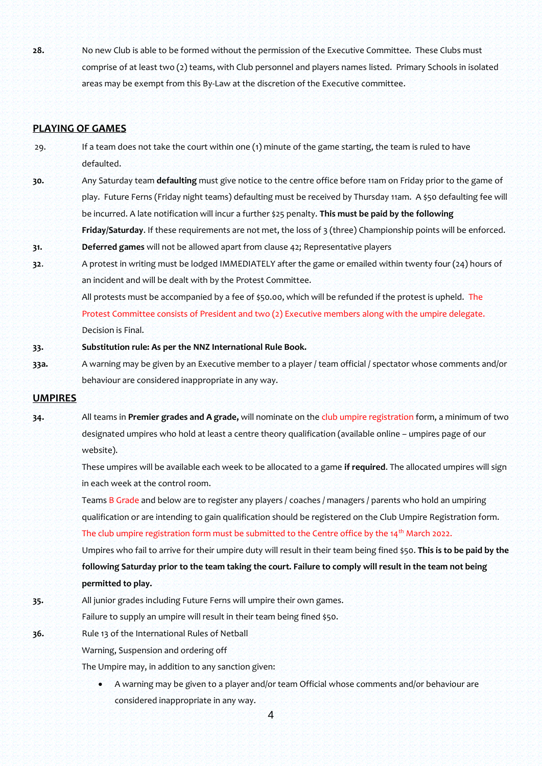28. No new Club is able to be formed without the permission of the Executive Committee. These Clubs must comprise of at least two (2) teams, with Club personnel and players names listed. Primary Schools in isolated areas may be exempt from this By-Law at the discretion of the Executive committee.

## PLAYING OF GAMES

29. If a team does not take the court within one (1) minute of the game starting, the team is ruled to have defaulted.

30. Any Saturday team **defaulting** must give notice to the centre office before 11am on Friday prior to the game of play. Future Ferns (Friday night teams) defaulting must be received by Thursday 11am. A $50 defaulting fee will be incurred. A late notification will incur a further $25 penalty. **This must be paid by the following Friday/Saturday**. If these requirements are not met, the loss of 3 (three) Championship points will be enforced.

31. **Deferred games** will not be allowed apart from clause 42; Representative players

32. A protest in writing must be lodged IMMEDIATELY after the game or emailed within twenty four (24) hours of an incident and will be dealt with by the Protest Committee.

    All protests must be accompanied by a fee of $50.00, which will be refunded if the protest is upheld. The Protest Committee consists of President and two (2) Executive members along with the umpire delegate. Decision is Final.

33. **Substitution rule: As per the NNZ International Rule Book.**

33a. A warning may be given by an Executive member to a player / team official / spectator whose comments and/or behaviour are considered inappropriate in any way.

## UMPIRES

34. All teams in **Premier grades and A grade,** will nominate on the club umpire registration form, a minimum of two designated umpires who hold at least a centre theory qualification (available online – umpires page of our website).

    These umpires will be available each week to be allocated to a game **if required**. The allocated umpires will sign in each week at the control room.

    Teams B Grade and below are to register any players / coaches / managers / parents who hold an umpiring qualification or are intending to gain qualification should be registered on the Club Umpire Registration form. The club umpire registration form must be submitted to the Centre office by the 14th March 2022.

    Umpires who fail to arrive for their umpire duty will result in their team being fined $50. **This is to be paid by the following Saturday prior to the team taking the court. Failure to comply will result in the team not being permitted to play.**

35. All junior grades including Future Ferns will umpire their own games.

    Failure to supply an umpire will result in their team being fined $50.

36. Rule 13 of the International Rules of Netball

    Warning, Suspension and ordering off

    The Umpire may, in addition to any sanction given:

    - A warning may be given to a player and/or team Official whose comments and/or behaviour are considered inappropriate in any way.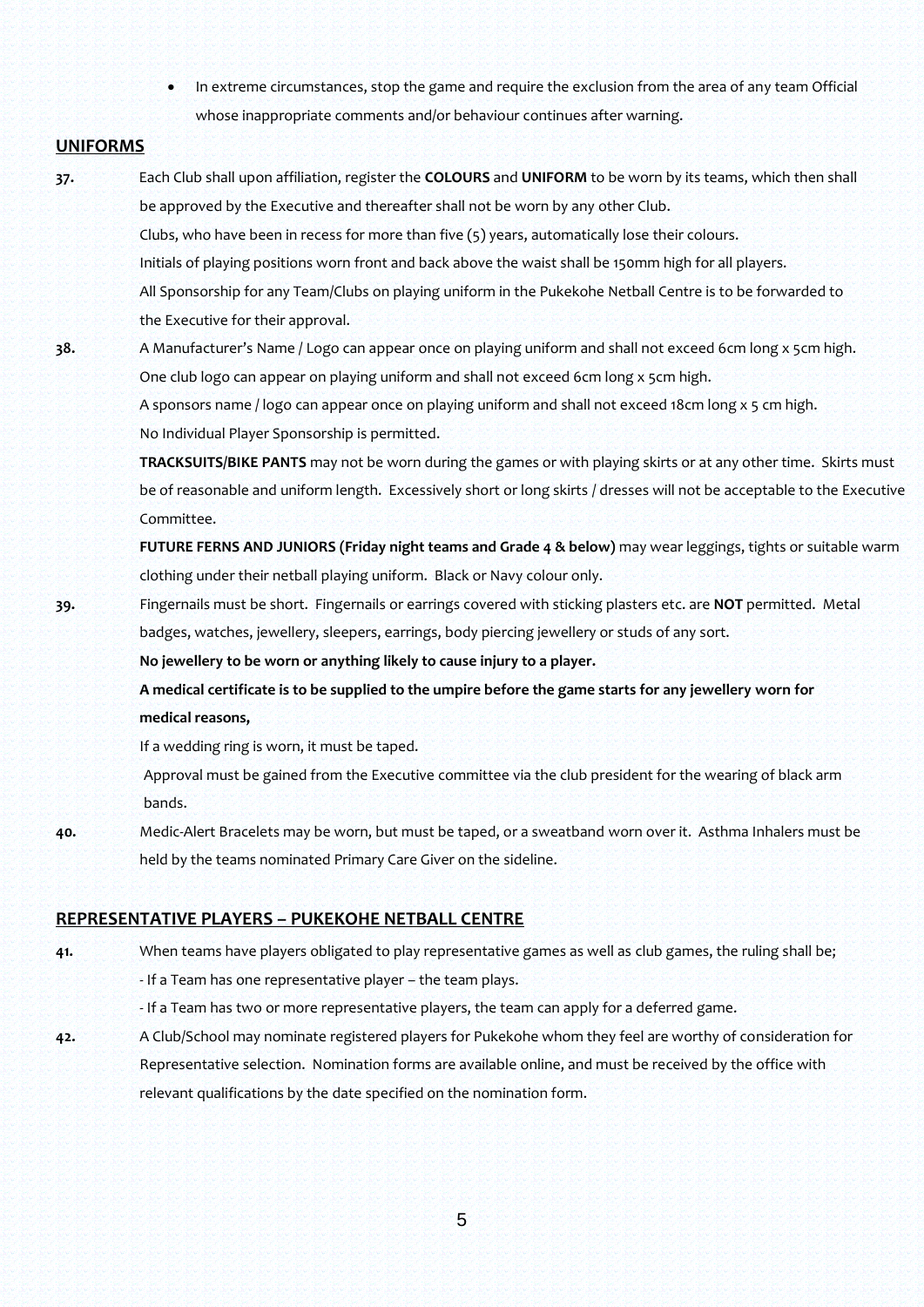- In extreme circumstances, stop the game and require the exclusion from the area of any team Official whose inappropriate comments and/or behaviour continues after warning.

## UNIFORMS

**37.** Each Club shall upon affiliation, register the **COLOURS** and **UNIFORM** to be worn by its teams, which then shall be approved by the Executive and thereafter shall not be worn by any other Club.

Clubs, who have been in recess for more than five (5) years, automatically lose their colours.

Initials of playing positions worn front and back above the waist shall be 150mm high for all players.

All Sponsorship for any Team/Clubs on playing uniform in the Pukekohe Netball Centre is to be forwarded to the Executive for their approval.

**38.** A Manufacturer's Name / Logo can appear once on playing uniform and shall not exceed 6cm long x 5cm high.

One club logo can appear on playing uniform and shall not exceed 6cm long x 5cm high.

A sponsors name / logo can appear once on playing uniform and shall not exceed 18cm long x 5 cm high.

No Individual Player Sponsorship is permitted.

**TRACKSUITS/BIKE PANTS** may not be worn during the games or with playing skirts or at any other time. Skirts must be of reasonable and uniform length. Excessively short or long skirts / dresses will not be acceptable to the Executive Committee.

**FUTURE FERNS AND JUNIORS (Friday night teams and Grade 4 & below)** may wear leggings, tights or suitable warm clothing under their netball playing uniform. Black or Navy colour only.

**39.** Fingernails must be short. Fingernails or earrings covered with sticking plasters etc. are **NOT** permitted. Metal badges, watches, jewellery, sleepers, earrings, body piercing jewellery or studs of any sort.

**No jewellery to be worn or anything likely to cause injury to a player.**

**A medical certificate is to be supplied to the umpire before the game starts for any jewellery worn for medical reasons,**

If a wedding ring is worn, it must be taped.

Approval must be gained from the Executive committee via the club president for the wearing of black arm bands.

**40.** Medic-Alert Bracelets may be worn, but must be taped, or a sweatband worn over it. Asthma Inhalers must be held by the teams nominated Primary Care Giver on the sideline.

## REPRESENTATIVE PLAYERS – PUKEKOHE NETBALL CENTRE

**41.** When teams have players obligated to play representative games as well as club games, the ruling shall be;

- If a Team has one representative player – the team plays.
- If a Team has two or more representative players, the team can apply for a deferred game.

**42.** A Club/School may nominate registered players for Pukekohe whom they feel are worthy of consideration for Representative selection. Nomination forms are available online, and must be received by the office with relevant qualifications by the date specified on the nomination form.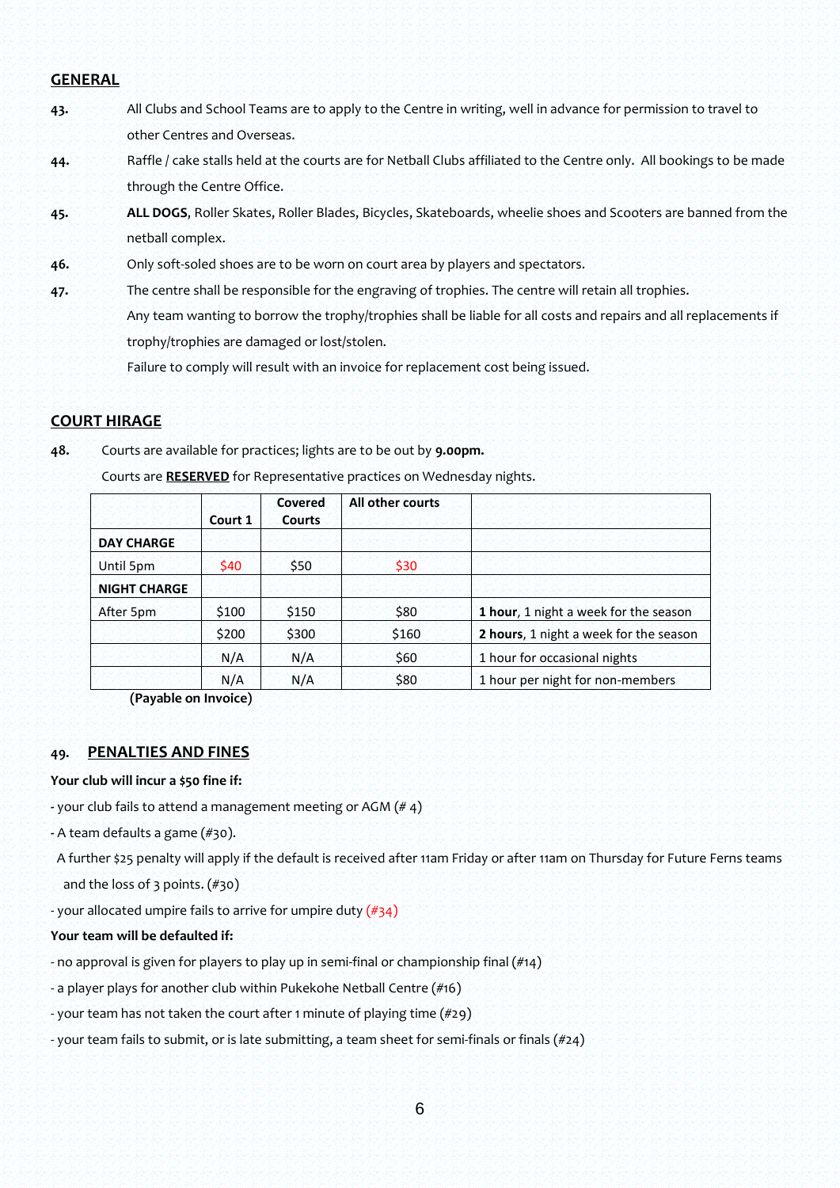## GENERAL

**43.** All Clubs and School Teams are to apply to the Centre in writing, well in advance for permission to travel to other Centres and Overseas.

**44.** Raffle / cake stalls held at the courts are for Netball Clubs affiliated to the Centre only. All bookings to be made through the Centre Office.

**45.** **ALL DOGS**, Roller Skates, Roller Blades, Bicycles, Skateboards, wheelie shoes and Scooters are banned from the netball complex.

**46.** Only soft-soled shoes are to be worn on court area by players and spectators.

**47.** The centre shall be responsible for the engraving of trophies. The centre will retain all trophies.
Any team wanting to borrow the trophy/trophies shall be liable for all costs and repairs and all replacements if trophy/trophies are damaged or lost/stolen.
Failure to comply will result with an invoice for replacement cost being issued.

## COURT HIRAGE

**48.** Courts are available for practices; lights are to be out by **9.00pm.**
Courts are **RESERVED** for Representative practices on Wednesday nights.

| | Court 1 | Covered Courts | All other courts | |
|---|---|---|---|---|
| **DAY CHARGE** | | | | |
| Until 5pm | $40 | $50 | $30 | |
| **NIGHT CHARGE** | | | | |
| After 5pm | $100 | $150 | $80 | **1 hour**, 1 night a week for the season |
| | $200 | $300 | $160 | **2 hours**, 1 night a week for the season |
| | N/A | N/A | $60 | 1 hour for occasional nights |
| | N/A | N/A | $80 | 1 hour per night for non-members |

**(Payable on Invoice)**

## 49. PENALTIES AND FINES

**Your club will incur a $50 fine if:**

- your club fails to attend a management meeting or AGM (# 4)
- A team defaults a game (#30).
  A further $25 penalty will apply if the default is received after 11am Friday or after 11am on Thursday for Future Ferns teams and the loss of 3 points. (#30)
- your allocated umpire fails to arrive for umpire duty (#34)

**Your team will be defaulted if:**

- no approval is given for players to play up in semi-final or championship final (#14)
- a player plays for another club within Pukekohe Netball Centre (#16)
- your team has not taken the court after 1 minute of playing time (#29)
- your team fails to submit, or is late submitting, a team sheet for semi-finals or finals (#24)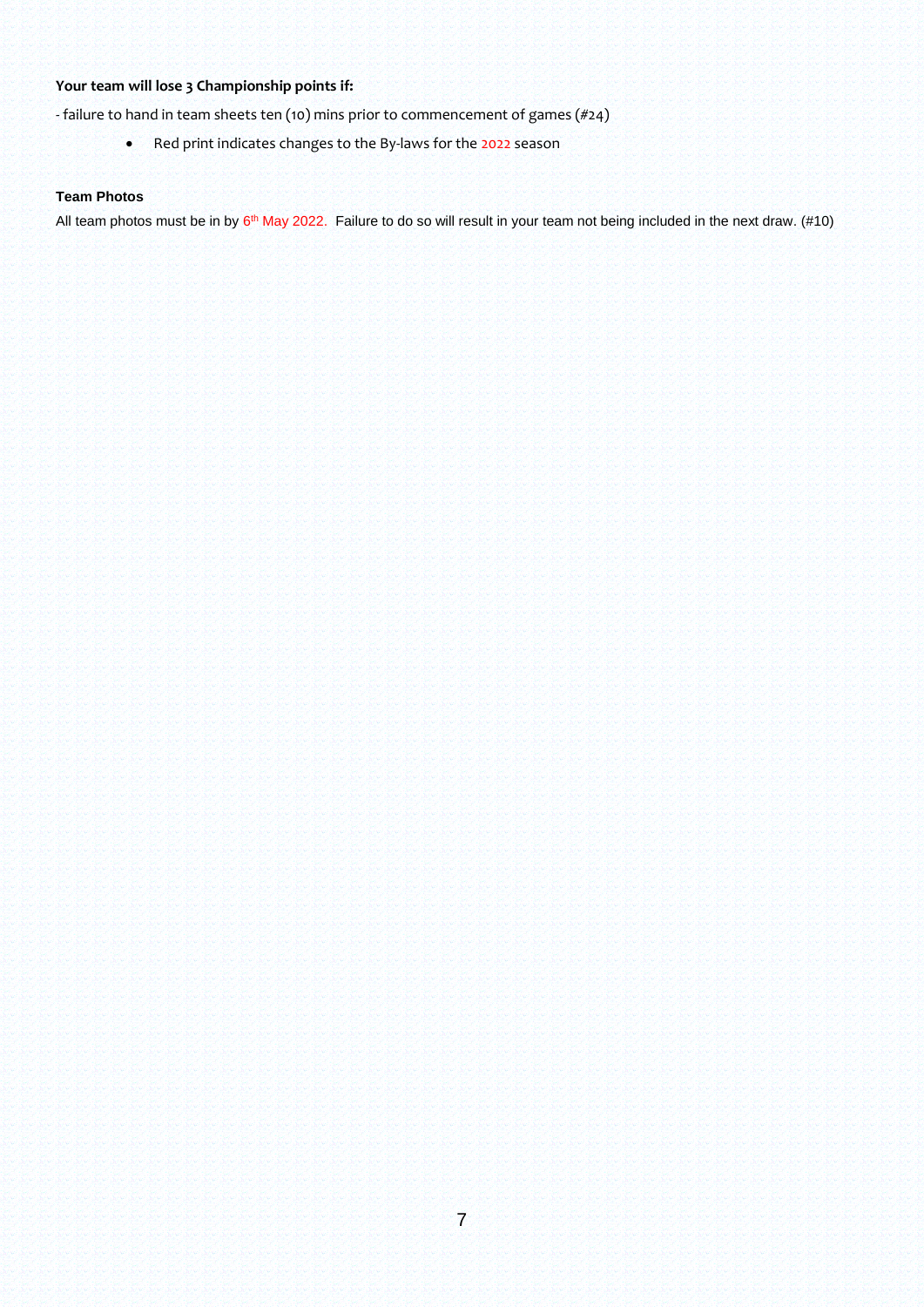**Your team will lose 3 Championship points if:**

- failure to hand in team sheets ten (10) mins prior to commencement of games (#24)

- Red print indicates changes to the By-laws for the 2022 season

**Team Photos**

All team photos must be in by 6th May 2022. Failure to do so will result in your team not being included in the next draw. (#10)